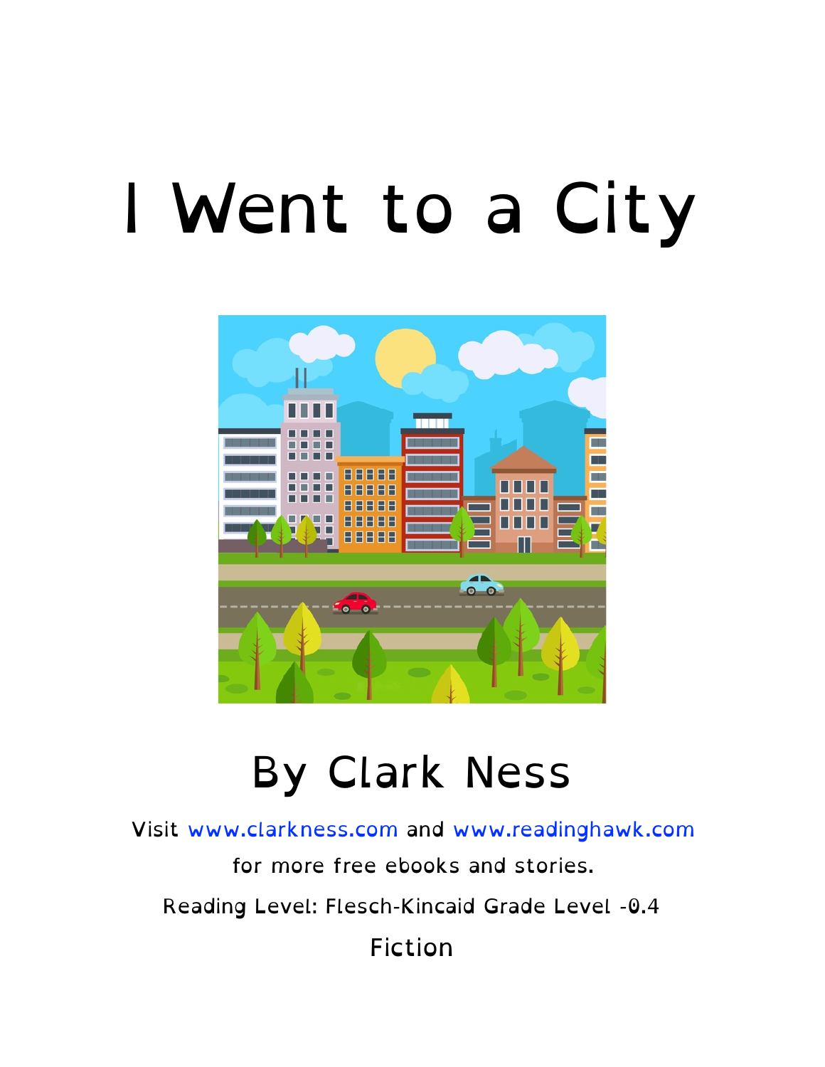# I Went to a City

## By Clark Ness

Visit www.clarkness.com and www.readinghawk.com

for more free ebooks and stories.

Reading Level: Flesch-Kincaid Grade Level -0.4

Fiction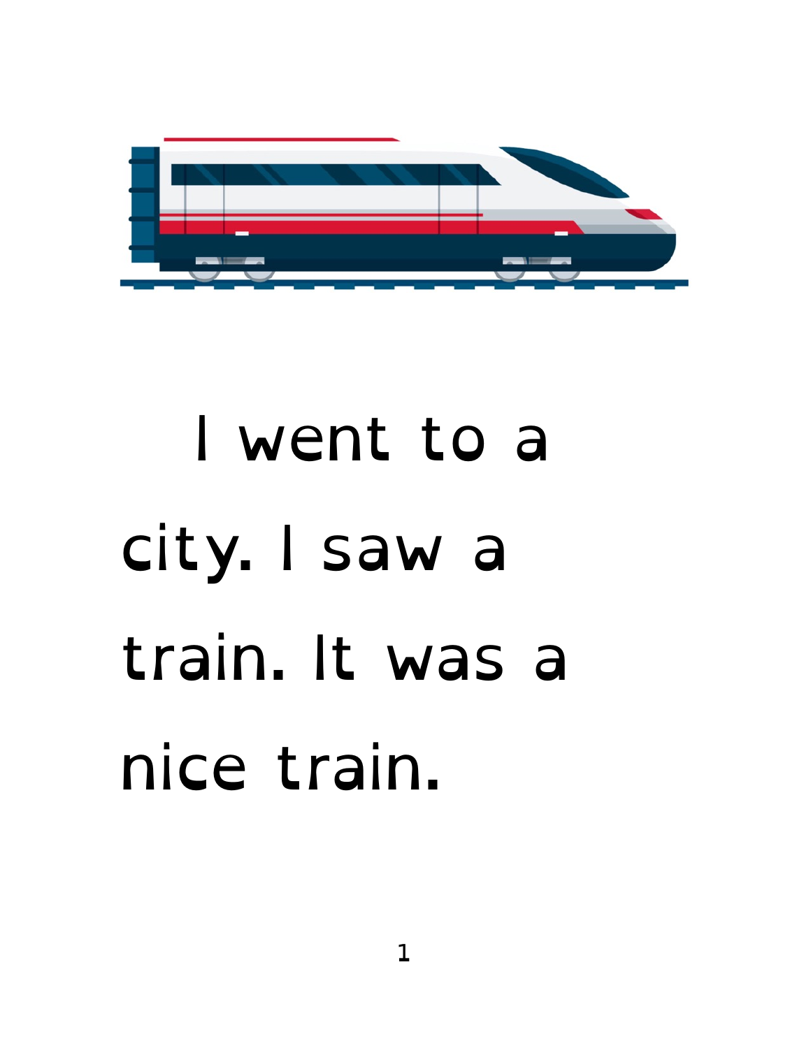I went to a city. I saw a train. It was a nice train.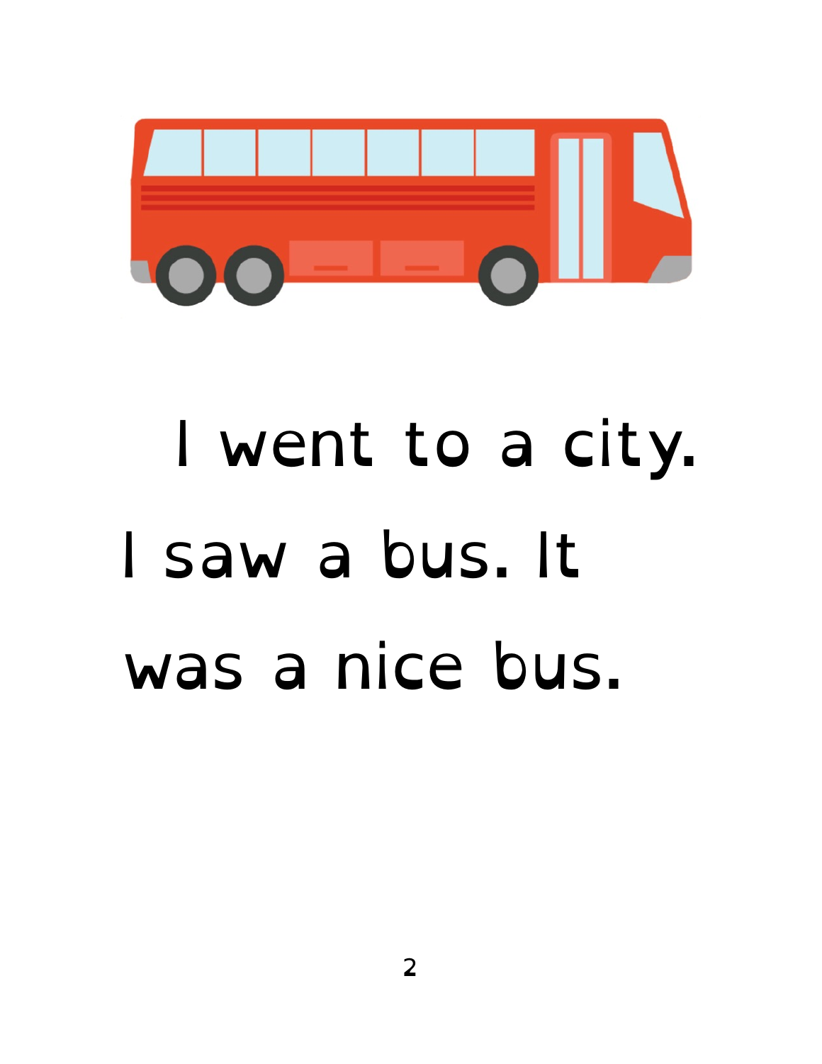I went to a city. I saw a bus. It was a nice bus.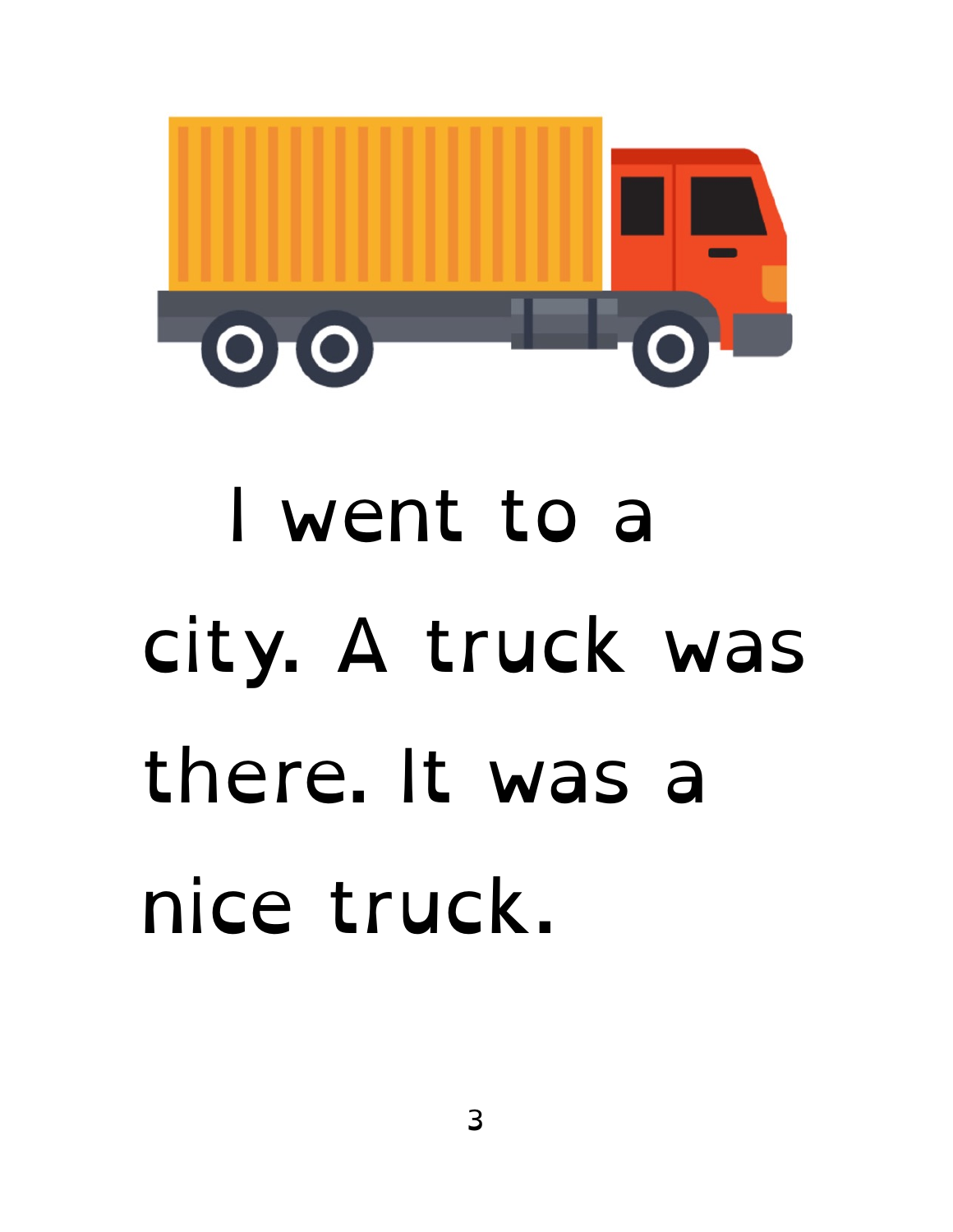I went to a city. A truck was there. It was a nice truck.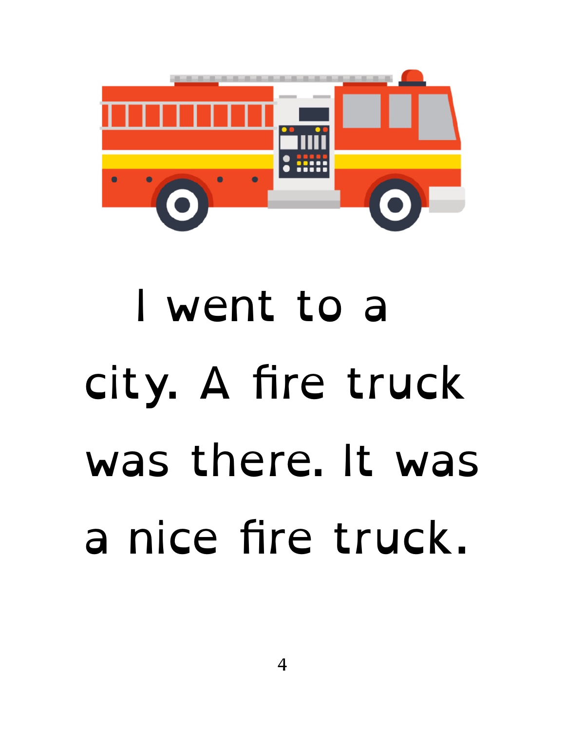I went to a city. A fire truck was there. It was a nice fire truck.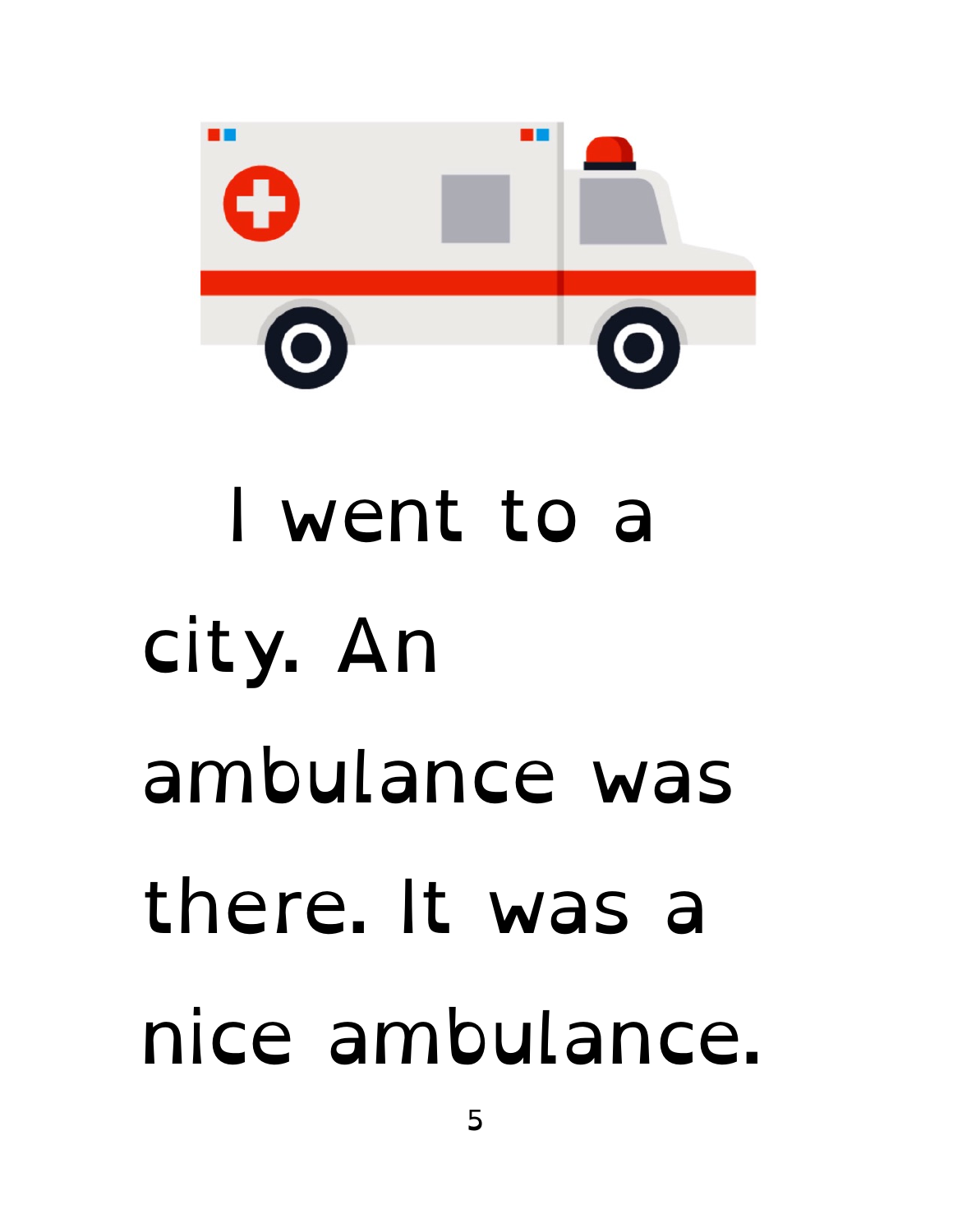I went to a city. An ambulance was there. It was a nice ambulance.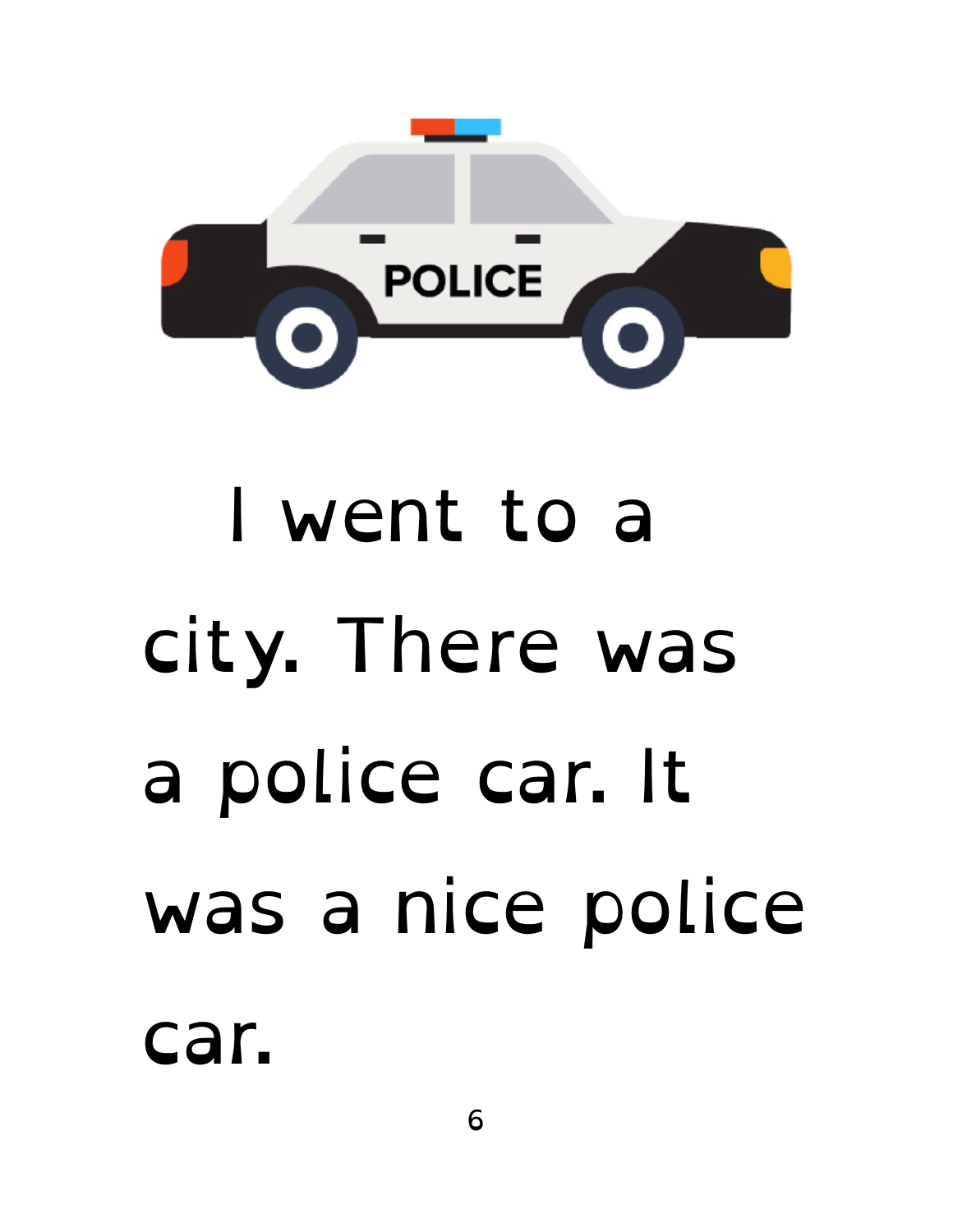I went to a city. There was a police car. It was a nice police car.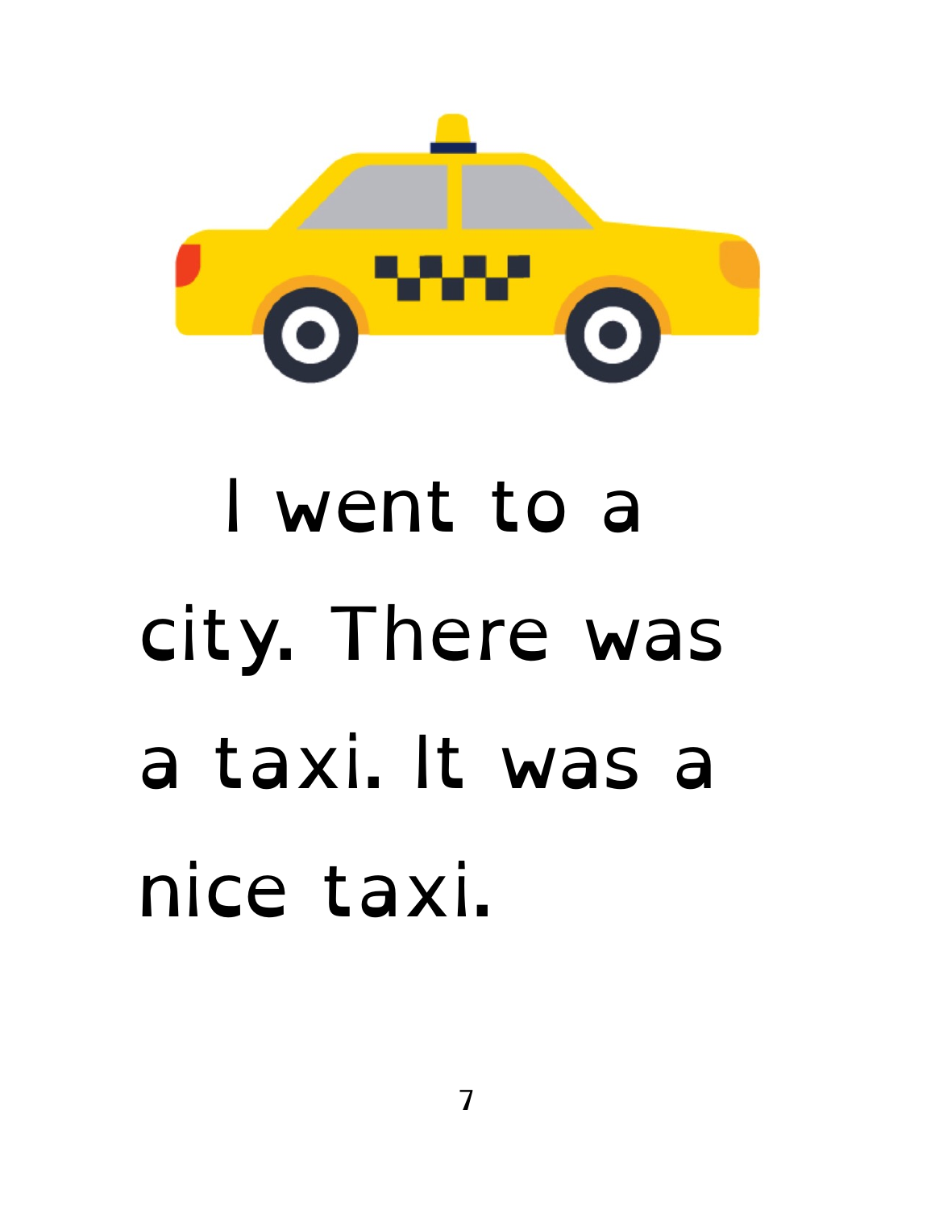I went to a city. There was a taxi. It was a nice taxi.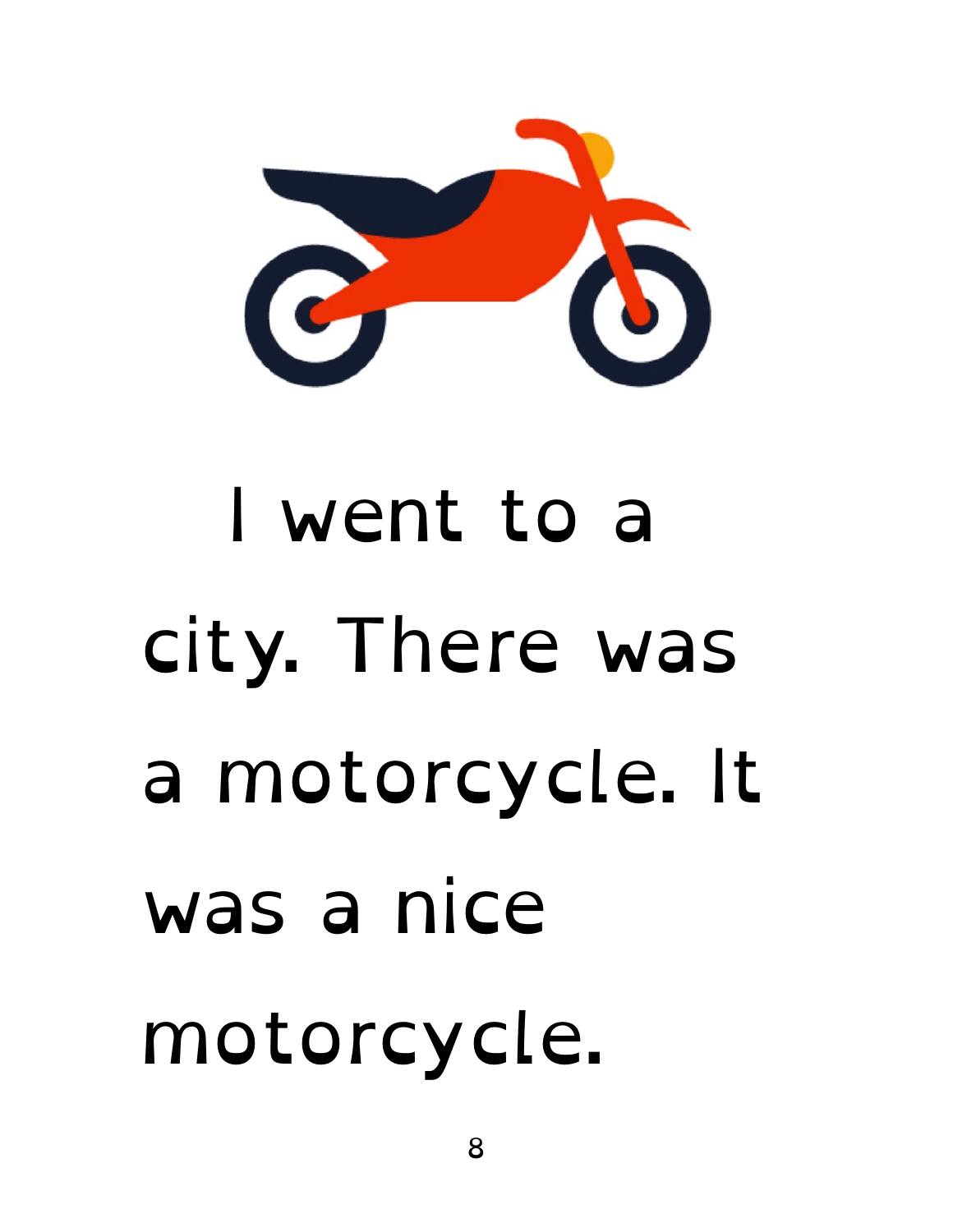I went to a city. There was a motorcycle. It was a nice motorcycle.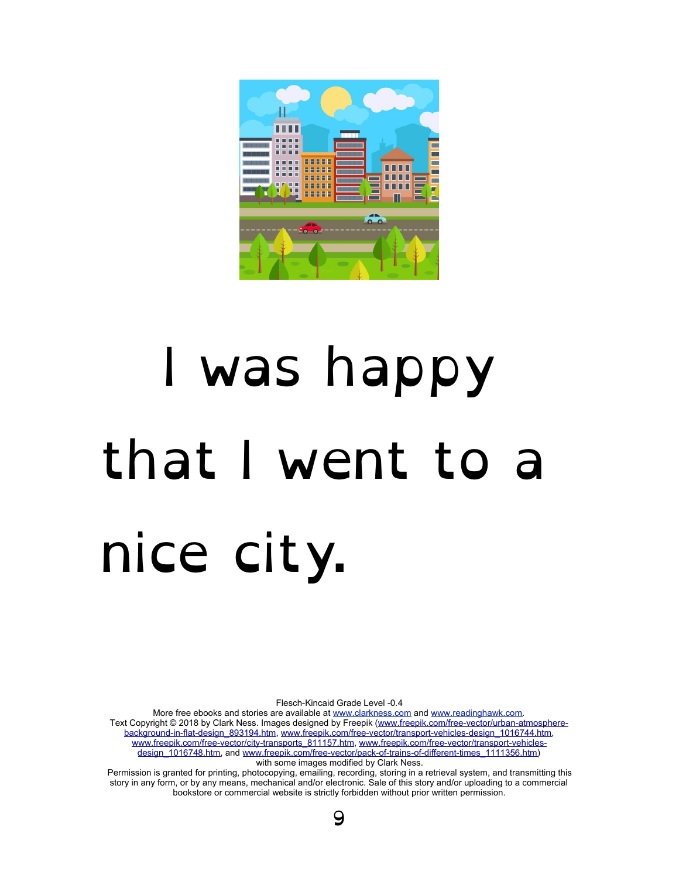I was happy that I went to a nice city.

Flesch-Kincaid Grade Level -0.4
More free ebooks and stories are available at www.clarkness.com and www.readinghawk.com.
Text Copyright © 2018 by Clark Ness. Images designed by Freepik (www.freepik.com/free-vector/urban-atmosphere-background-in-flat-design_893194.htm, www.freepik.com/free-vector/transport-vehicles-design_1016744.htm, www.freepik.com/free-vector/city-transports_811157.htm, www.freepik.com/free-vector/transport-vehicles-design_1016748.htm, and www.freepik.com/free-vector/pack-of-trains-of-different-times_1111356.htm) with some images modified by Clark Ness.
Permission is granted for printing, photocopying, emailing, recording, storing in a retrieval system, and transmitting this story in any form, or by any means, mechanical and/or electronic. Sale of this story and/or uploading to a commercial bookstore or commercial website is strictly forbidden without prior written permission.